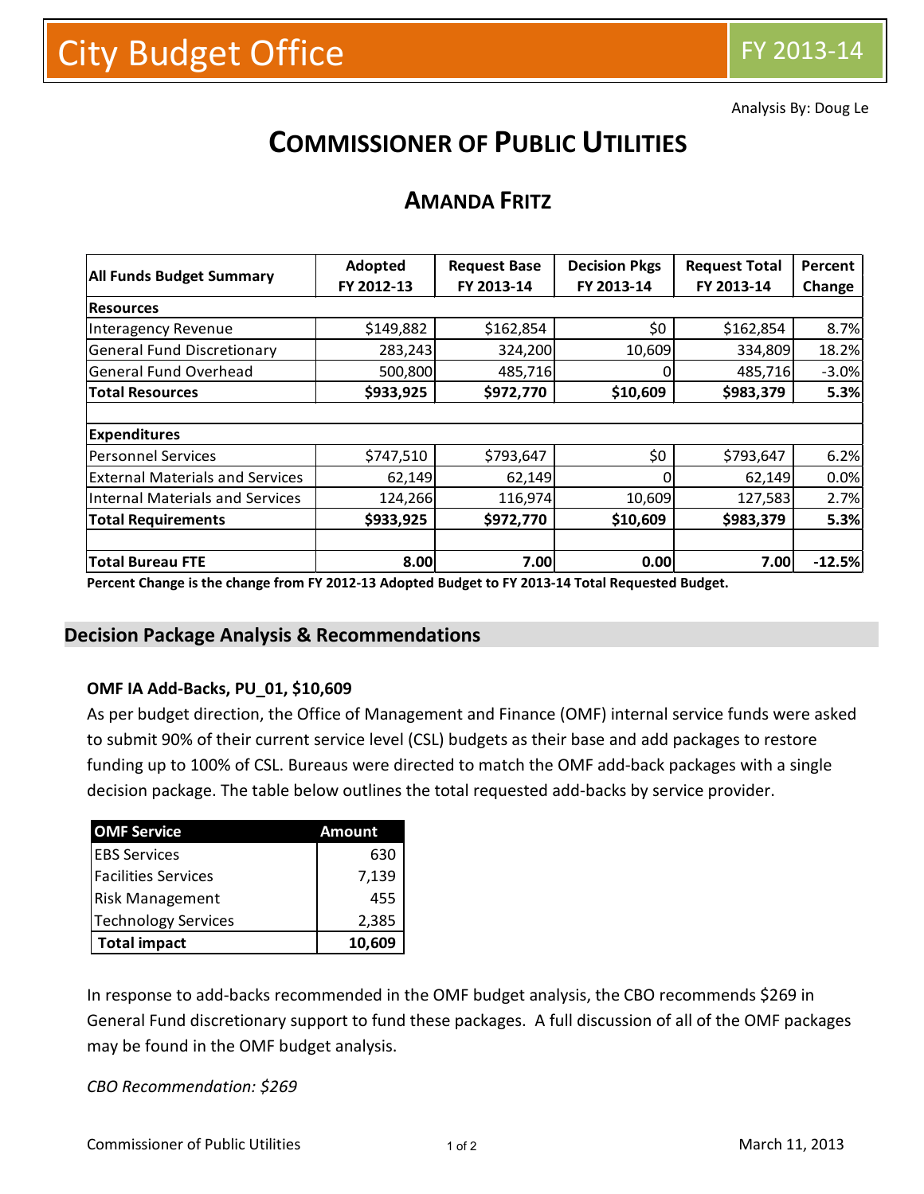City Budget Office FY 2013-14

Analysis By: Doug Le

# COMMISSIONER OF PUBLIC UTILITIES

## AMANDA FRITZ

| All Funds Budget Summary | Adopted FY 2012-13 | Request Base FY 2013-14 | Decision Pkgs FY 2013-14 | Request Total FY 2013-14 | Percent Change |
|---|---|---|---|---|---|
| **Resources** | | | | | |
| Interagency Revenue | $149,882 | $162,854 | $0 | $162,854 | 8.7% |
| General Fund Discretionary | 283,243 | 324,200 | 10,609 | 334,809 | 18.2% |
| General Fund Overhead | 500,800 | 485,716 | 0 | 485,716 | -3.0% |
| **Total Resources** | **$933,925** | **$972,770** | **$10,609** | **$983,379** | **5.3%** |
| | | | | | |
| **Expenditures** | | | | | |
| Personnel Services | $747,510 | $793,647 | $0 | $793,647 | 6.2% |
| External Materials and Services | 62,149 | 62,149 | 0 | 62,149 | 0.0% |
| Internal Materials and Services | 124,266 | 116,974 | 10,609 | 127,583 | 2.7% |
| **Total Requirements** | **$933,925** | **$972,770** | **$10,609** | **$983,379** | **5.3%** |
| | | | | | |
| **Total Bureau FTE** | **8.00** | **7.00** | **0.00** | **7.00** | **-12.5%** |

**Percent Change is the change from FY 2012-13 Adopted Budget to FY 2013-14 Total Requested Budget.**

## Decision Package Analysis & Recommendations

### OMF IA Add-Backs, PU_01, $10,609

As per budget direction, the Office of Management and Finance (OMF) internal service funds were asked to submit 90% of their current service level (CSL) budgets as their base and add packages to restore funding up to 100% of CSL. Bureaus were directed to match the OMF add-back packages with a single decision package. The table below outlines the total requested add-backs by service provider.

| OMF Service | Amount |
|---|---|
| EBS Services | 630 |
| Facilities Services | 7,139 |
| Risk Management | 455 |
| Technology Services | 2,385 |
| **Total impact** | **10,609** |

In response to add-backs recommended in the OMF budget analysis, the CBO recommends $269 in General Fund discretionary support to fund these packages. A full discussion of all of the OMF packages may be found in the OMF budget analysis.

*CBO Recommendation: $269*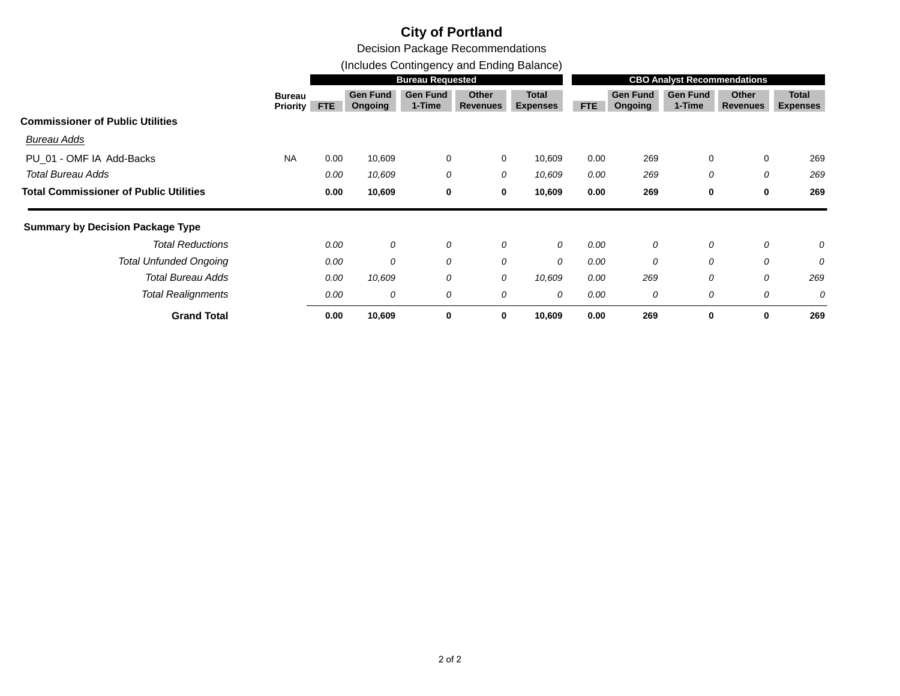# City of Portland

Decision Package Recommendations

(Includes Contingency and Ending Balance)

| | Bureau Priority | Bureau Requested | | | | | CBO Analyst Recommendations | | | | |
|---|---|---|---|---|---|---|---|---|---|---|---|
| | | FTE | Gen Fund Ongoing | Gen Fund 1-Time | Other Revenues | Total Expenses | FTE | Gen Fund Ongoing | Gen Fund 1-Time | Other Revenues | Total Expenses |
| **Commissioner of Public Utilities** | | | | | | | | | | | |
| _Bureau Adds_ | | | | | | | | | | | |
| PU_01 - OMF IA Add-Backs | NA | 0.00 | 10,609 | 0 | 0 | 10,609 | 0.00 | 269 | 0 | 0 | 269 |
| *Total Bureau Adds* | | *0.00* | *10,609* | *0* | *0* | *10,609* | *0.00* | *269* | *0* | *0* | *269* |
| **Total Commissioner of Public Utilities** | | **0.00** | **10,609** | **0** | **0** | **10,609** | **0.00** | **269** | **0** | **0** | **269** |

**Summary by Decision Package Type**

| | FTE | Gen Fund Ongoing | Gen Fund 1-Time | Other Revenues | Total Expenses | FTE | Gen Fund Ongoing | Gen Fund 1-Time | Other Revenues | Total Expenses |
|---|---|---|---|---|---|---|---|---|---|---|
| *Total Reductions* | *0.00* | *0* | *0* | *0* | *0* | *0.00* | *0* | *0* | *0* | *0* |
| *Total Unfunded Ongoing* | *0.00* | *0* | *0* | *0* | *0* | *0.00* | *0* | *0* | *0* | *0* |
| *Total Bureau Adds* | *0.00* | *10,609* | *0* | *0* | *10,609* | *0.00* | *269* | *0* | *0* | *269* |
| *Total Realignments* | *0.00* | *0* | *0* | *0* | *0* | *0.00* | *0* | *0* | *0* | *0* |
| **Grand Total** | **0.00** | **10,609** | **0** | **0** | **10,609** | **0.00** | **269** | **0** | **0** | **269** |